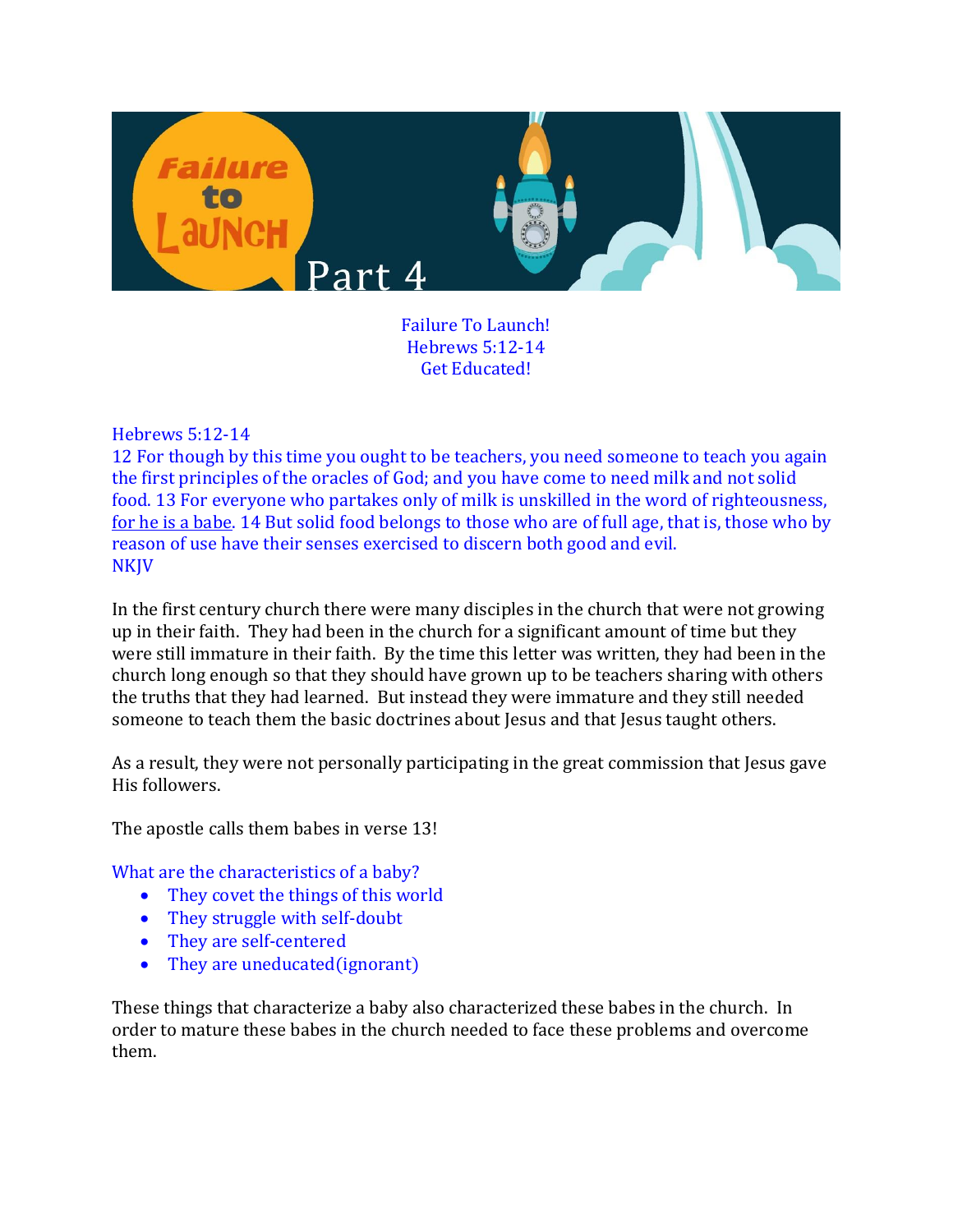Failure To Launch!
Hebrews 5:12-14
Get Educated!

Hebrews 5:12-14
12 For though by this time you ought to be teachers, you need someone to teach you again the first principles of the oracles of God; and you have come to need milk and not solid food. 13 For everyone who partakes only of milk is unskilled in the word of righteousness, <u>for he is a babe</u>. 14 But solid food belongs to those who are of full age, that is, those who by reason of use have their senses exercised to discern both good and evil.
NKJV

In the first century church there were many disciples in the church that were not growing up in their faith. They had been in the church for a significant amount of time but they were still immature in their faith. By the time this letter was written, they had been in the church long enough so that they should have grown up to be teachers sharing with others the truths that they had learned. But instead they were immature and they still needed someone to teach them the basic doctrines about Jesus and that Jesus taught others.

As a result, they were not personally participating in the great commission that Jesus gave His followers.

The apostle calls them babes in verse 13!

What are the characteristics of a baby?

- They covet the things of this world
- They struggle with self-doubt
- They are self-centered
- They are uneducated(ignorant)

These things that characterize a baby also characterized these babes in the church. In order to mature these babes in the church needed to face these problems and overcome them.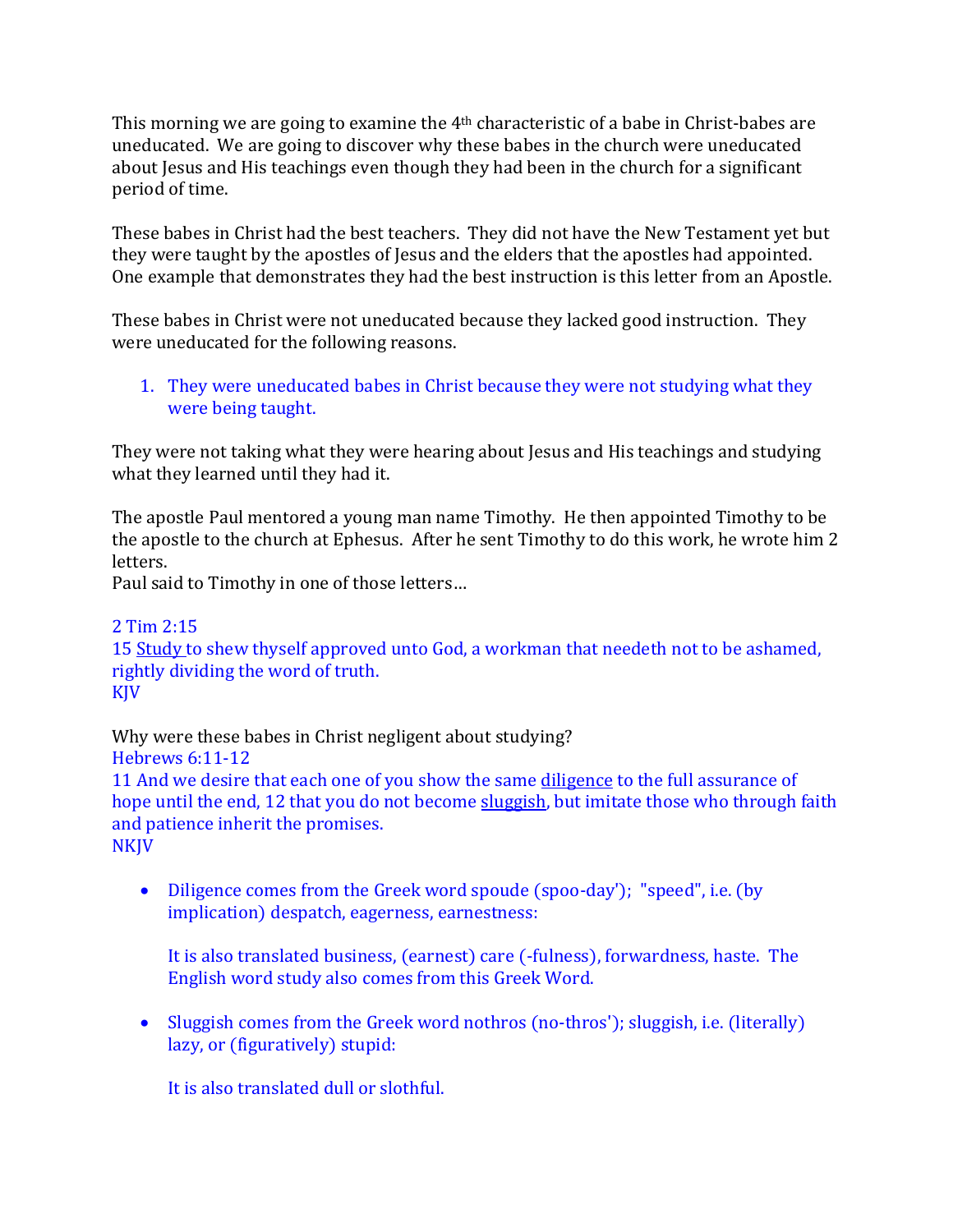This morning we are going to examine the 4th characteristic of a babe in Christ-babes are uneducated. We are going to discover why these babes in the church were uneducated about Jesus and His teachings even though they had been in the church for a significant period of time.

These babes in Christ had the best teachers. They did not have the New Testament yet but they were taught by the apostles of Jesus and the elders that the apostles had appointed. One example that demonstrates they had the best instruction is this letter from an Apostle.

These babes in Christ were not uneducated because they lacked good instruction. They were uneducated for the following reasons.

1. They were uneducated babes in Christ because they were not studying what they were being taught.

They were not taking what they were hearing about Jesus and His teachings and studying what they learned until they had it.

The apostle Paul mentored a young man name Timothy. He then appointed Timothy to be the apostle to the church at Ephesus. After he sent Timothy to do this work, he wrote him 2 letters.
Paul said to Timothy in one of those letters…

2 Tim 2:15
15 <u>Study</u> to shew thyself approved unto God, a workman that needeth not to be ashamed, rightly dividing the word of truth.
KJV

Why were these babes in Christ negligent about studying?
Hebrews 6:11-12
11 And we desire that each one of you show the same <u>diligence</u> to the full assurance of hope until the end, 12 that you do not become <u>sluggish</u>, but imitate those who through faith and patience inherit the promises.
NKJV

- Diligence comes from the Greek word spoude (spoo-day'); "speed", i.e. (by implication) despatch, eagerness, earnestness:

  It is also translated business, (earnest) care (-fulness), forwardness, haste. The English word study also comes from this Greek Word.

- Sluggish comes from the Greek word nothros (no-thros'); sluggish, i.e. (literally) lazy, or (figuratively) stupid:

  It is also translated dull or slothful.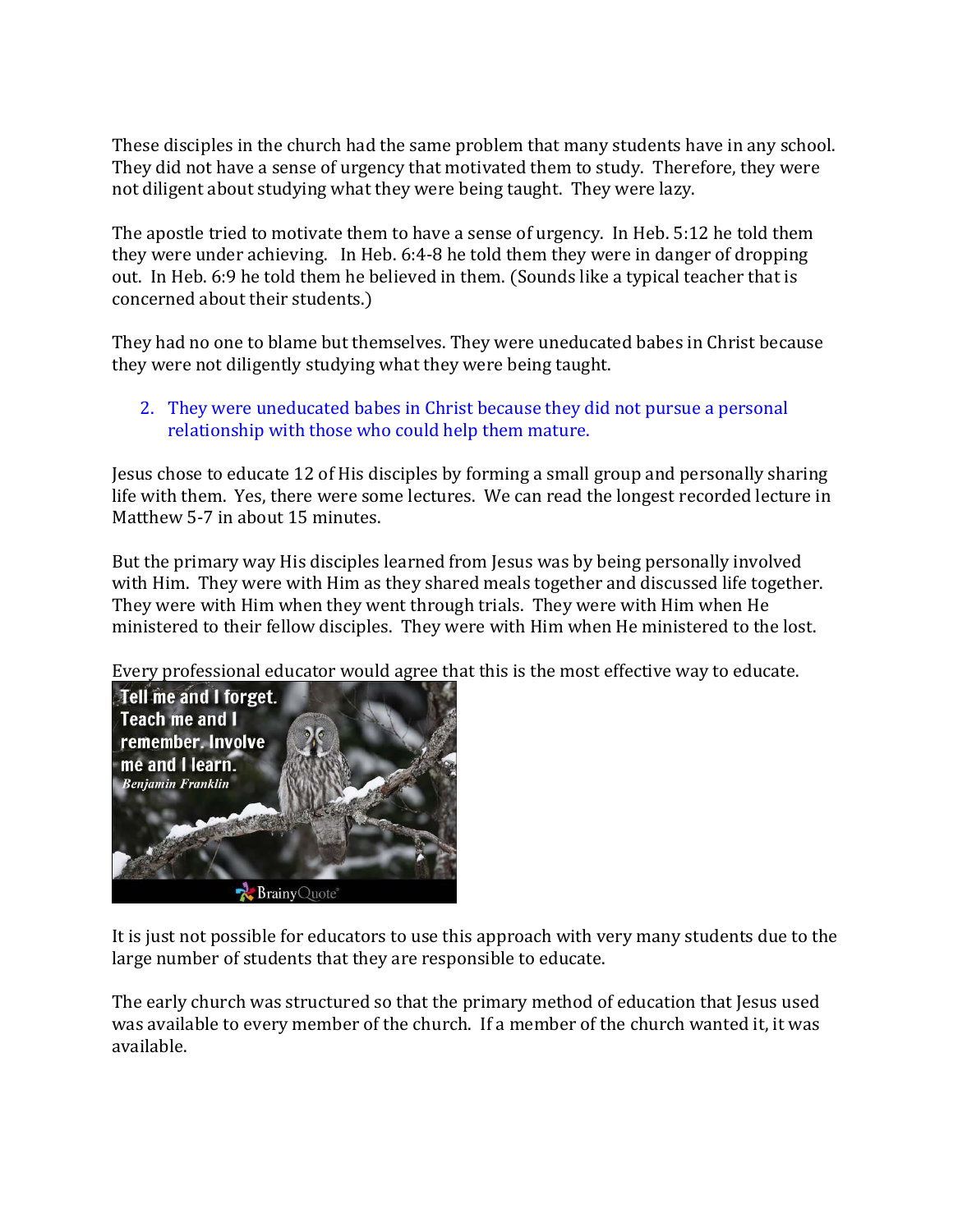These disciples in the church had the same problem that many students have in any school. They did not have a sense of urgency that motivated them to study. Therefore, they were not diligent about studying what they were being taught. They were lazy.

The apostle tried to motivate them to have a sense of urgency. In Heb. 5:12 he told them they were under achieving. In Heb. 6:4-8 he told them they were in danger of dropping out. In Heb. 6:9 he told them he believed in them. (Sounds like a typical teacher that is concerned about their students.)

They had no one to blame but themselves. They were uneducated babes in Christ because they were not diligently studying what they were being taught.

2. They were uneducated babes in Christ because they did not pursue a personal relationship with those who could help them mature.

Jesus chose to educate 12 of His disciples by forming a small group and personally sharing life with them. Yes, there were some lectures. We can read the longest recorded lecture in Matthew 5-7 in about 15 minutes.

But the primary way His disciples learned from Jesus was by being personally involved with Him. They were with Him as they shared meals together and discussed life together. They were with Him when they went through trials. They were with Him when He ministered to their fellow disciples. They were with Him when He ministered to the lost.

Every professional educator would agree that this is the most effective way to educate.

Tell me and I forget. Teach me and I remember. Involve me and I learn.
*Benjamin Franklin*

BrainyQuote

It is just not possible for educators to use this approach with very many students due to the large number of students that they are responsible to educate.

The early church was structured so that the primary method of education that Jesus used was available to every member of the church. If a member of the church wanted it, it was available.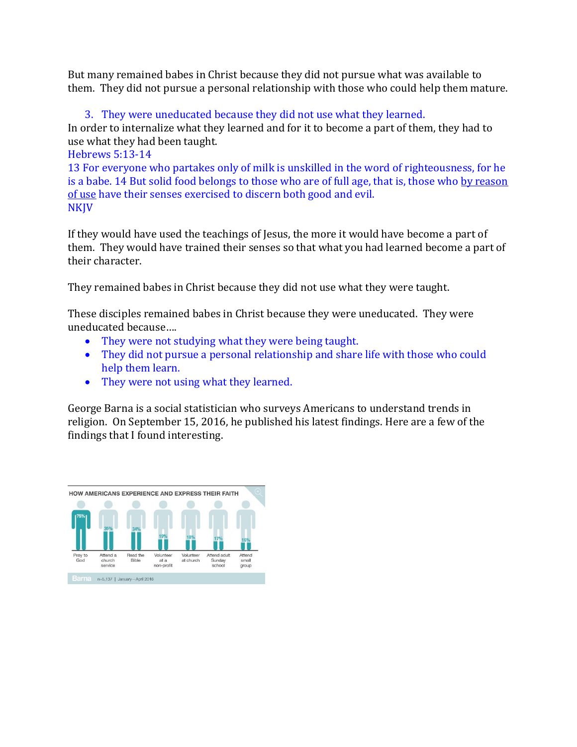But many remained babes in Christ because they did not pursue what was available to them. They did not pursue a personal relationship with those who could help them mature.

3. They were uneducated because they did not use what they learned.

In order to internalize what they learned and for it to become a part of them, they had to use what they had been taught.

Hebrews 5:13-14

13 For everyone who partakes only of milk is unskilled in the word of righteousness, for he is a babe. 14 But solid food belongs to those who are of full age, that is, those who by reason of use have their senses exercised to discern both good and evil.

NKJV

If they would have used the teachings of Jesus, the more it would have become a part of them. They would have trained their senses so that what you had learned become a part of their character.

They remained babes in Christ because they did not use what they were taught.

These disciples remained babes in Christ because they were uneducated. They were uneducated because....

- They were not studying what they were being taught.
- They did not pursue a personal relationship and share life with those who could help them learn.
- They were not using what they learned.

George Barna is a social statistician who surveys Americans to understand trends in religion. On September 15, 2016, he published his latest findings. Here are a few of the findings that I found interesting.

HOW AMERICANS EXPERIENCE AND EXPRESS THEIR FAITH

75%
Pray to God

35%
Attend a church service

34%
Read the Bible

19%
Volunteer at a non-profit

18%
Volunteer at church

17%
Attend adult Sunday school

16%
Attend small group

Barna n=5,137 | January–April 2016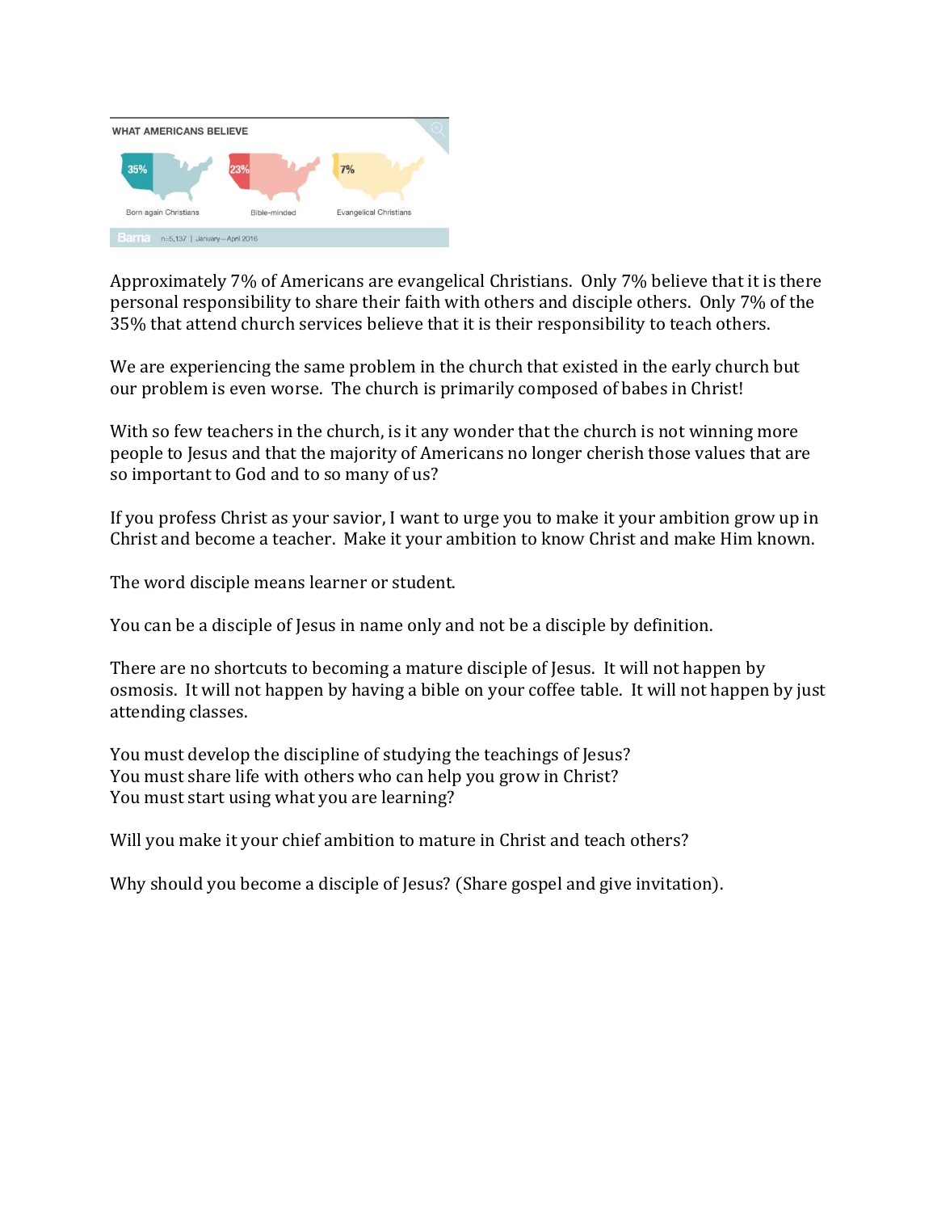WHAT AMERICANS BELIEVE

35%
Born again Christians

23%
Bible-minded

7%
Evangelical Christians

Barna n=5,137 | January—April 2016

Approximately 7% of Americans are evangelical Christians. Only 7% believe that it is there personal responsibility to share their faith with others and disciple others. Only 7% of the 35% that attend church services believe that it is their responsibility to teach others.

We are experiencing the same problem in the church that existed in the early church but our problem is even worse. The church is primarily composed of babes in Christ!

With so few teachers in the church, is it any wonder that the church is not winning more people to Jesus and that the majority of Americans no longer cherish those values that are so important to God and to so many of us?

If you profess Christ as your savior, I want to urge you to make it your ambition grow up in Christ and become a teacher. Make it your ambition to know Christ and make Him known.

The word disciple means learner or student.

You can be a disciple of Jesus in name only and not be a disciple by definition.

There are no shortcuts to becoming a mature disciple of Jesus. It will not happen by osmosis. It will not happen by having a bible on your coffee table. It will not happen by just attending classes.

You must develop the discipline of studying the teachings of Jesus?
You must share life with others who can help you grow in Christ?
You must start using what you are learning?

Will you make it your chief ambition to mature in Christ and teach others?

Why should you become a disciple of Jesus? (Share gospel and give invitation).